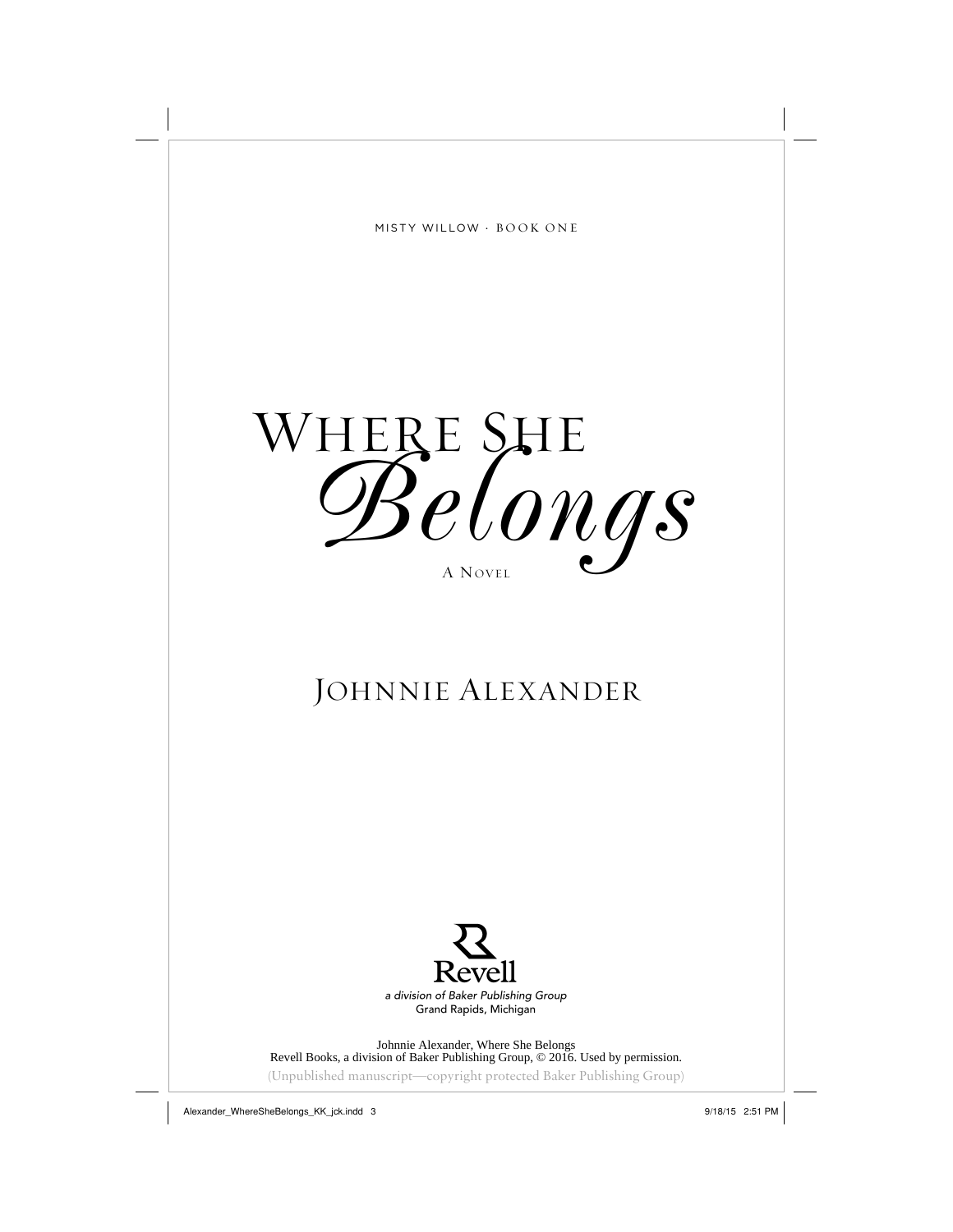MISTY WILLOW · BOOK ONE

# Where She *Belongs*

A Novel

## Johnnie Alexander

Revell

*a division of Baker Publishing Group*

Grand Rapids, Michigan

Johnnie Alexander, Where She Belongs
Revell Books, a division of Baker Publishing Group, © 2016. Used by permission.

(Unpublished manuscript—copyright protected Baker Publishing Group)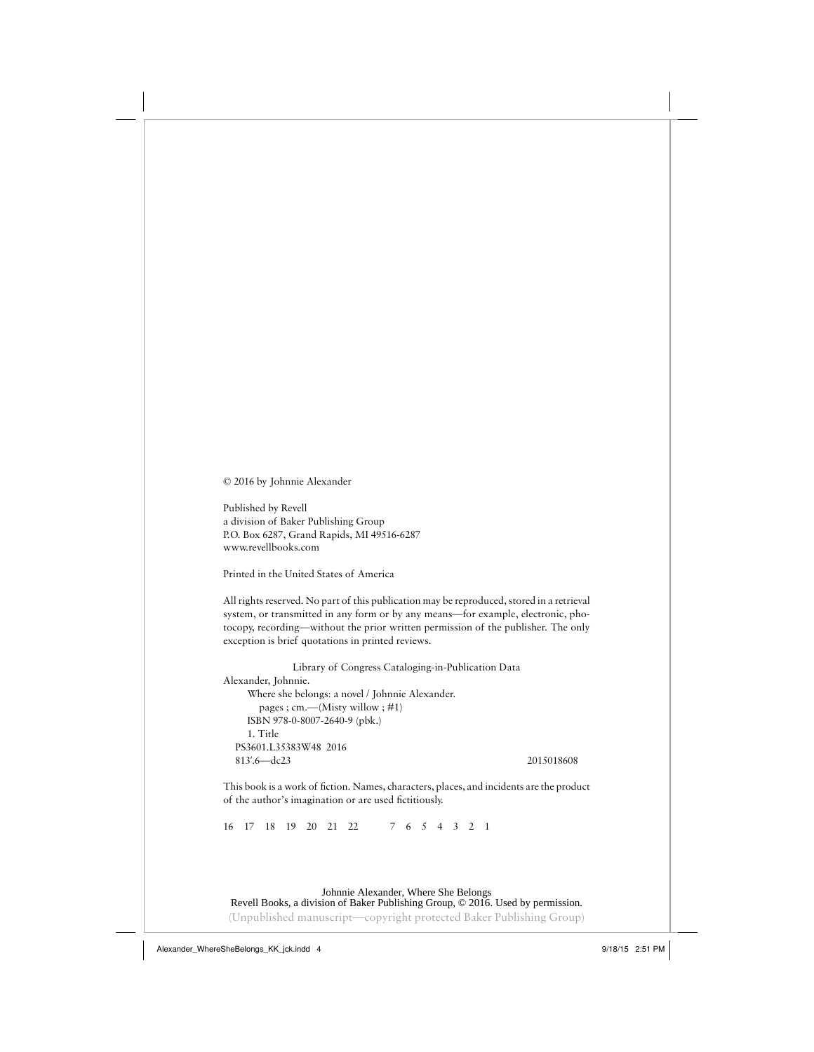© 2016 by Johnnie Alexander

Published by Revell
a division of Baker Publishing Group
P.O. Box 6287, Grand Rapids, MI 49516-6287
www.revellbooks.com

Printed in the United States of America

All rights reserved. No part of this publication may be reproduced, stored in a retrieval system, or transmitted in any form or by any means—for example, electronic, photocopy, recording—without the prior written permission of the publisher. The only exception is brief quotations in printed reviews.

Library of Congress Cataloging-in-Publication Data

Alexander, Johnnie.
Where she belongs: a novel / Johnnie Alexander.
pages ; cm.—(Misty willow ; #1)
ISBN 978-0-8007-2640-9 (pbk.)
1. Title
PS3601.L35383W48 2016
813′.6—dc23 2015018608

This book is a work of fiction. Names, characters, places, and incidents are the product of the author's imagination or are used fictitiously.

16 17 18 19 20 21 22 7 6 5 4 3 2 1

Johnnie Alexander, Where She Belongs
Revell Books, a division of Baker Publishing Group, © 2016. Used by permission.
(Unpublished manuscript—copyright protected Baker Publishing Group)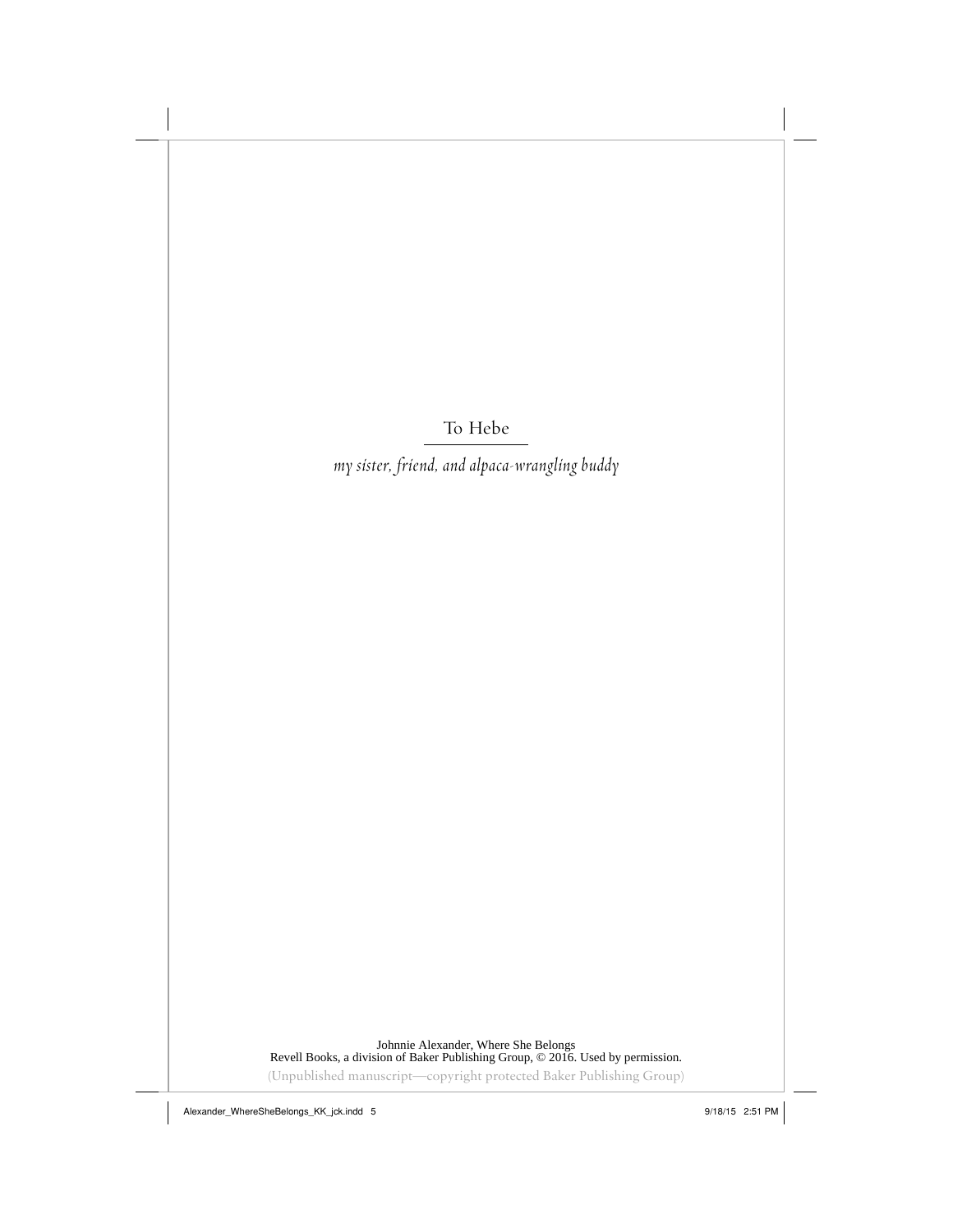To Hebe

*my sister, friend, and alpaca-wrangling buddy*

Johnnie Alexander, Where She Belongs
Revell Books, a division of Baker Publishing Group, © 2016. Used by permission.
(Unpublished manuscript—copyright protected Baker Publishing Group)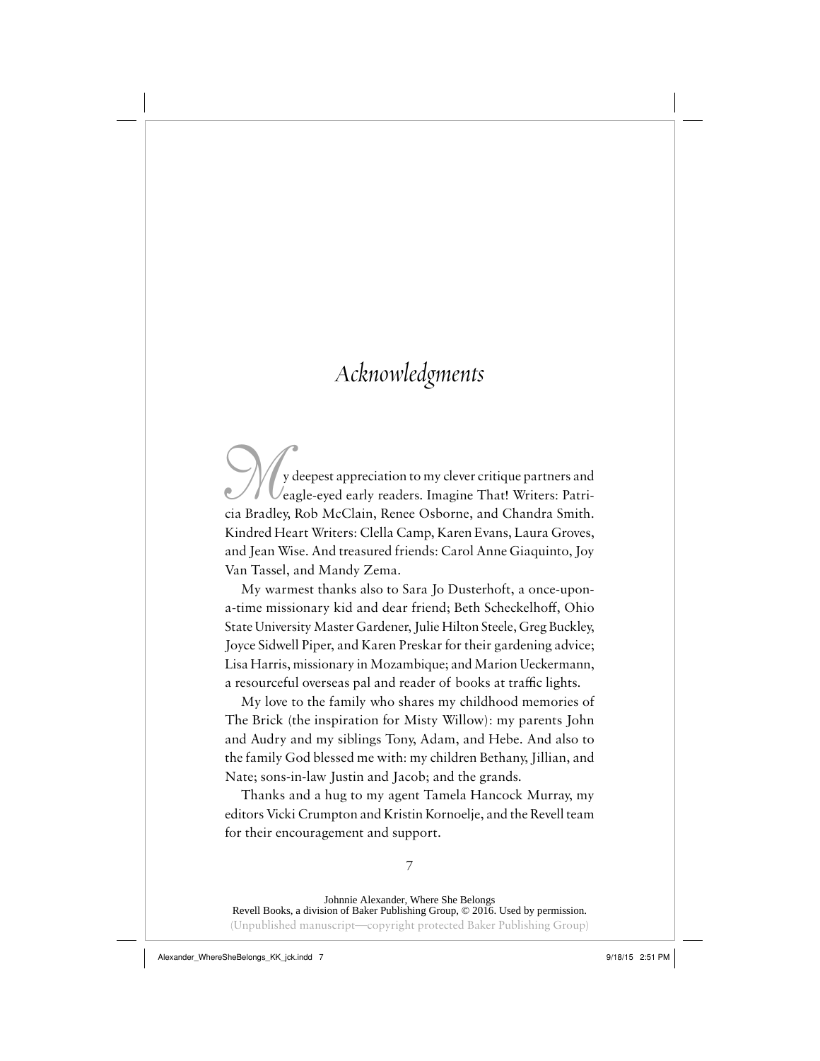# Acknowledgments

My deepest appreciation to my clever critique partners and eagle-eyed early readers. Imagine That! Writers: Patricia Bradley, Rob McClain, Renee Osborne, and Chandra Smith. Kindred Heart Writers: Clella Camp, Karen Evans, Laura Groves, and Jean Wise. And treasured friends: Carol Anne Giaquinto, Joy Van Tassel, and Mandy Zema.

My warmest thanks also to Sara Jo Dusterhoft, a once-upon-a-time missionary kid and dear friend; Beth Scheckelhoff, Ohio State University Master Gardener, Julie Hilton Steele, Greg Buckley, Joyce Sidwell Piper, and Karen Preskar for their gardening advice; Lisa Harris, missionary in Mozambique; and Marion Ueckermann, a resourceful overseas pal and reader of books at traffic lights.

My love to the family who shares my childhood memories of The Brick (the inspiration for Misty Willow): my parents John and Audry and my siblings Tony, Adam, and Hebe. And also to the family God blessed me with: my children Bethany, Jillian, and Nate; sons-in-law Justin and Jacob; and the grands.

Thanks and a hug to my agent Tamela Hancock Murray, my editors Vicki Crumpton and Kristin Kornoelje, and the Revell team for their encouragement and support.

Johnnie Alexander, Where She Belongs
Revell Books, a division of Baker Publishing Group, © 2016. Used by permission.
(Unpublished manuscript—copyright protected Baker Publishing Group)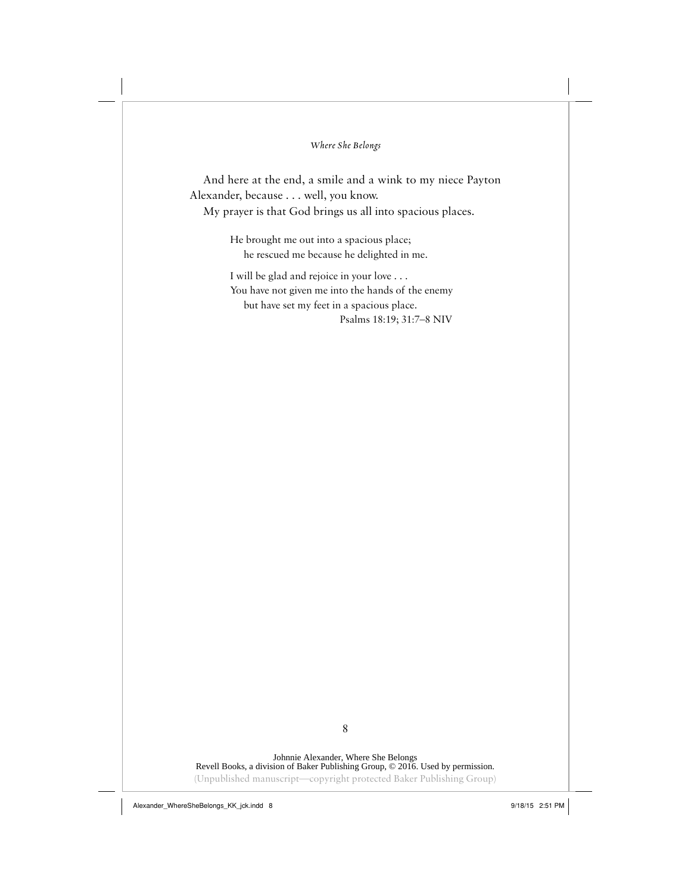And here at the end, a smile and a wink to my niece Payton Alexander, because . . . well, you know.

My prayer is that God brings us all into spacious places.

> He brought me out into a spacious place;
>     he rescued me because he delighted in me.
>
> I will be glad and rejoice in your love . . .
> You have not given me into the hands of the enemy
>     but have set my feet in a spacious place.
>
> Psalms 18:19; 31:7–8 NIV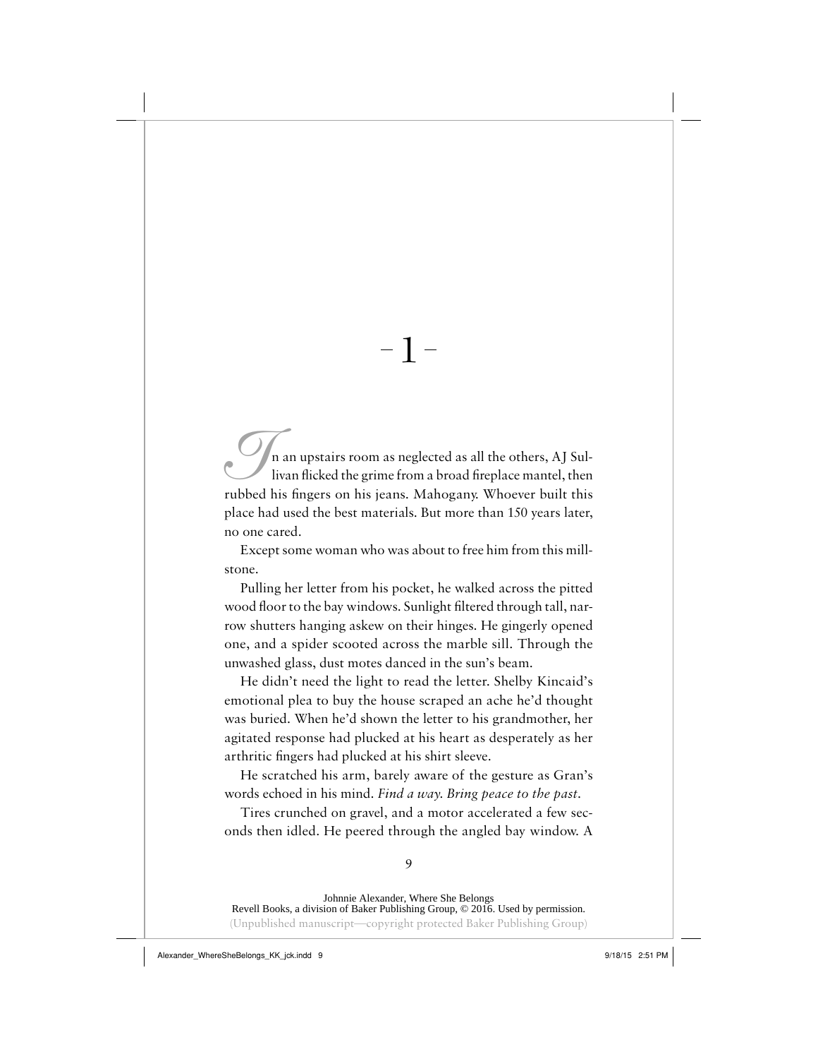# – 1 –

In an upstairs room as neglected as all the others, AJ Sullivan flicked the grime from a broad fireplace mantel, then rubbed his fingers on his jeans. Mahogany. Whoever built this place had used the best materials. But more than 150 years later, no one cared.

Except some woman who was about to free him from this millstone.

Pulling her letter from his pocket, he walked across the pitted wood floor to the bay windows. Sunlight filtered through tall, narrow shutters hanging askew on their hinges. He gingerly opened one, and a spider scooted across the marble sill. Through the unwashed glass, dust motes danced in the sun's beam.

He didn't need the light to read the letter. Shelby Kincaid's emotional plea to buy the house scraped an ache he'd thought was buried. When he'd shown the letter to his grandmother, her agitated response had plucked at his heart as desperately as her arthritic fingers had plucked at his shirt sleeve.

He scratched his arm, barely aware of the gesture as Gran's words echoed in his mind. *Find a way. Bring peace to the past.*

Tires crunched on gravel, and a motor accelerated a few seconds then idled. He peered through the angled bay window. A

Johnnie Alexander, Where She Belongs
Revell Books, a division of Baker Publishing Group, © 2016. Used by permission.
(Unpublished manuscript—copyright protected Baker Publishing Group)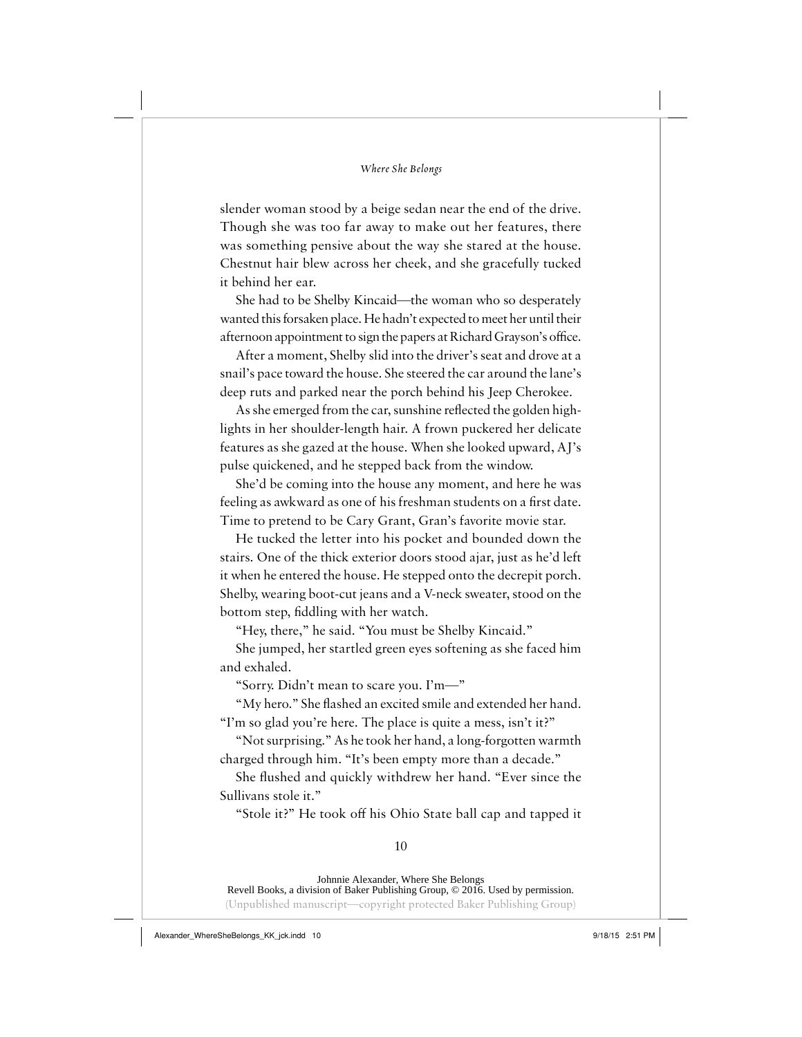slender woman stood by a beige sedan near the end of the drive. Though she was too far away to make out her features, there was something pensive about the way she stared at the house. Chestnut hair blew across her cheek, and she gracefully tucked it behind her ear.

She had to be Shelby Kincaid—the woman who so desperately wanted this forsaken place. He hadn't expected to meet her until their afternoon appointment to sign the papers at Richard Grayson's office.

After a moment, Shelby slid into the driver's seat and drove at a snail's pace toward the house. She steered the car around the lane's deep ruts and parked near the porch behind his Jeep Cherokee.

As she emerged from the car, sunshine reflected the golden highlights in her shoulder-length hair. A frown puckered her delicate features as she gazed at the house. When she looked upward, AJ's pulse quickened, and he stepped back from the window.

She'd be coming into the house any moment, and here he was feeling as awkward as one of his freshman students on a first date. Time to pretend to be Cary Grant, Gran's favorite movie star.

He tucked the letter into his pocket and bounded down the stairs. One of the thick exterior doors stood ajar, just as he'd left it when he entered the house. He stepped onto the decrepit porch. Shelby, wearing boot-cut jeans and a V-neck sweater, stood on the bottom step, fiddling with her watch.

"Hey, there," he said. "You must be Shelby Kincaid."

She jumped, her startled green eyes softening as she faced him and exhaled.

"Sorry. Didn't mean to scare you. I'm—"

"My hero." She flashed an excited smile and extended her hand. "I'm so glad you're here. The place is quite a mess, isn't it?"

"Not surprising." As he took her hand, a long-forgotten warmth charged through him. "It's been empty more than a decade."

She flushed and quickly withdrew her hand. "Ever since the Sullivans stole it."

"Stole it?" He took off his Ohio State ball cap and tapped it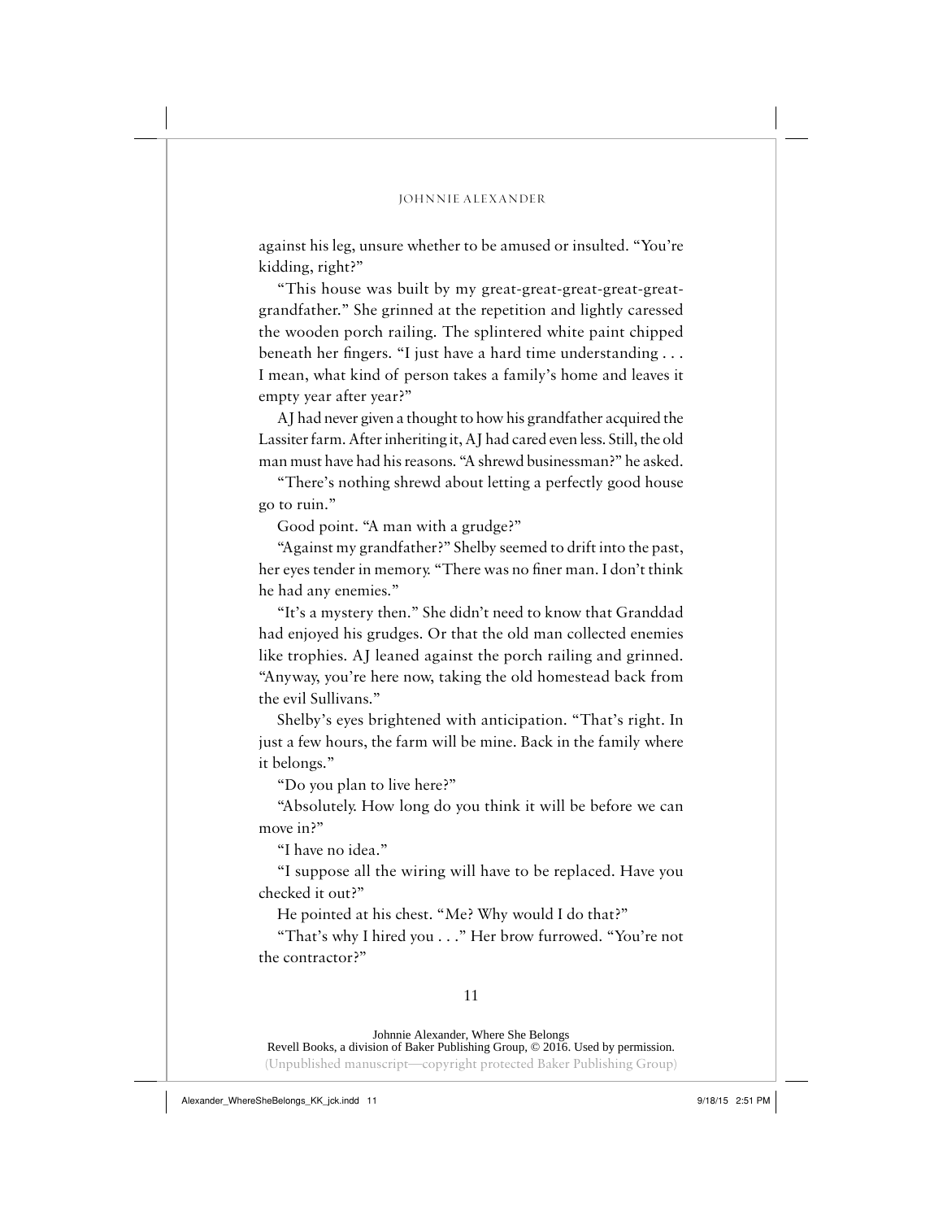against his leg, unsure whether to be amused or insulted. "You're kidding, right?"

"This house was built by my great-great-great-great-great-grandfather." She grinned at the repetition and lightly caressed the wooden porch railing. The splintered white paint chipped beneath her fingers. "I just have a hard time understanding . . . I mean, what kind of person takes a family's home and leaves it empty year after year?"

AJ had never given a thought to how his grandfather acquired the Lassiter farm. After inheriting it, AJ had cared even less. Still, the old man must have had his reasons. "A shrewd businessman?" he asked.

"There's nothing shrewd about letting a perfectly good house go to ruin."

Good point. "A man with a grudge?"

"Against my grandfather?" Shelby seemed to drift into the past, her eyes tender in memory. "There was no finer man. I don't think he had any enemies."

"It's a mystery then." She didn't need to know that Granddad had enjoyed his grudges. Or that the old man collected enemies like trophies. AJ leaned against the porch railing and grinned. "Anyway, you're here now, taking the old homestead back from the evil Sullivans."

Shelby's eyes brightened with anticipation. "That's right. In just a few hours, the farm will be mine. Back in the family where it belongs."

"Do you plan to live here?"

"Absolutely. How long do you think it will be before we can move in?"

"I have no idea."

"I suppose all the wiring will have to be replaced. Have you checked it out?"

He pointed at his chest. "Me? Why would I do that?"

"That's why I hired you . . ." Her brow furrowed. "You're not the contractor?"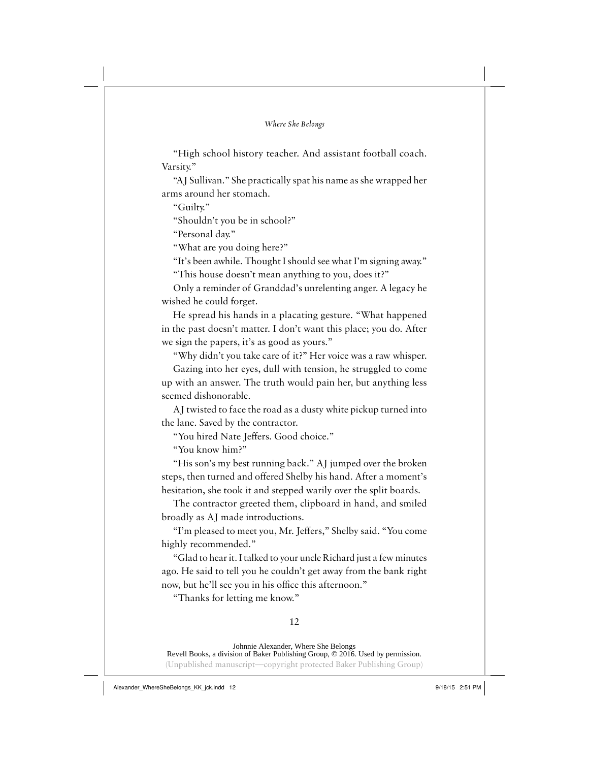"High school history teacher. And assistant football coach. Varsity."

"AJ Sullivan." She practically spat his name as she wrapped her arms around her stomach.

"Guilty."

"Shouldn't you be in school?"

"Personal day."

"What are you doing here?"

"It's been awhile. Thought I should see what I'm signing away."

"This house doesn't mean anything to you, does it?"

Only a reminder of Granddad's unrelenting anger. A legacy he wished he could forget.

He spread his hands in a placating gesture. "What happened in the past doesn't matter. I don't want this place; you do. After we sign the papers, it's as good as yours."

"Why didn't you take care of it?" Her voice was a raw whisper.

Gazing into her eyes, dull with tension, he struggled to come up with an answer. The truth would pain her, but anything less seemed dishonorable.

AJ twisted to face the road as a dusty white pickup turned into the lane. Saved by the contractor.

"You hired Nate Jeffers. Good choice."

"You know him?"

"His son's my best running back." AJ jumped over the broken steps, then turned and offered Shelby his hand. After a moment's hesitation, she took it and stepped warily over the split boards.

The contractor greeted them, clipboard in hand, and smiled broadly as AJ made introductions.

"I'm pleased to meet you, Mr. Jeffers," Shelby said. "You come highly recommended."

"Glad to hear it. I talked to your uncle Richard just a few minutes ago. He said to tell you he couldn't get away from the bank right now, but he'll see you in his office this afternoon."

"Thanks for letting me know."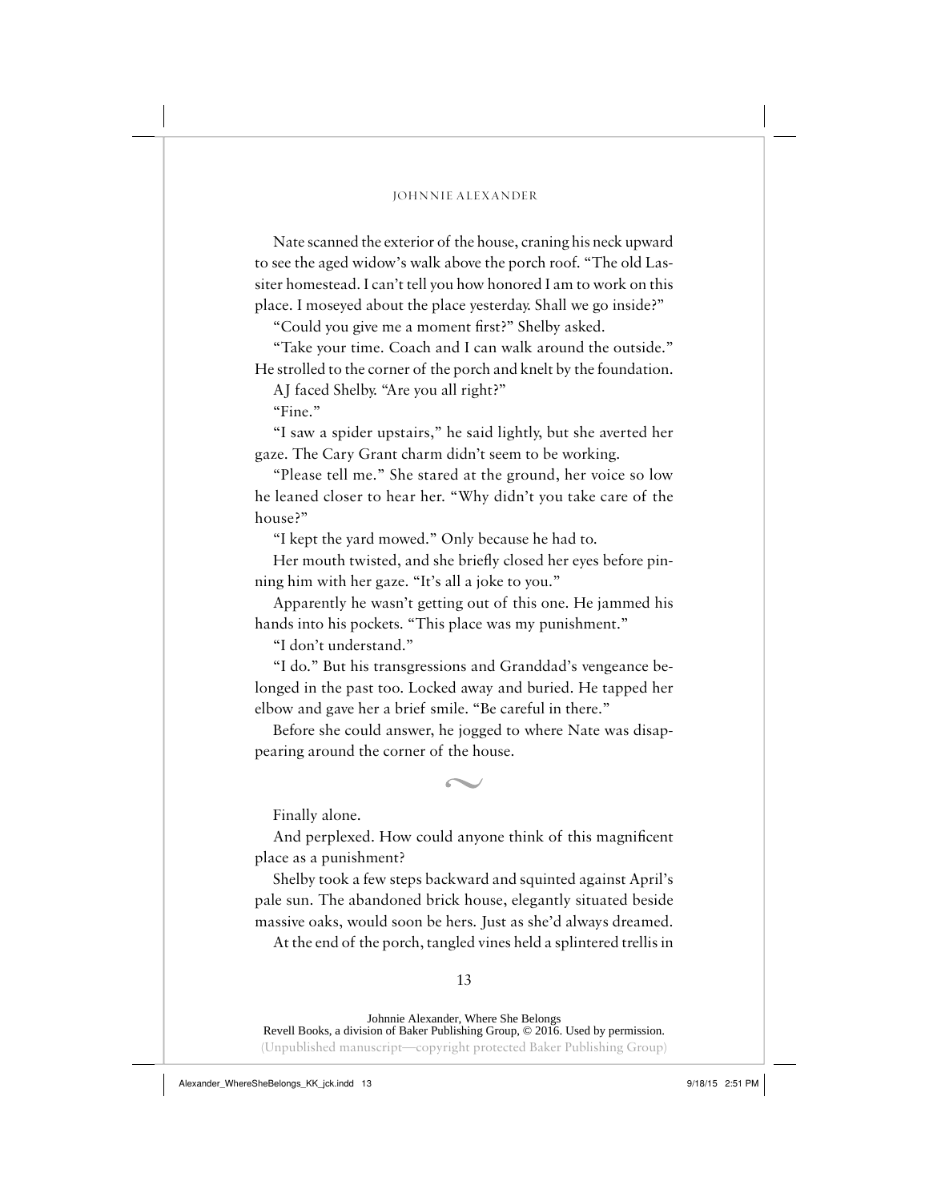Nate scanned the exterior of the house, craning his neck upward to see the aged widow's walk above the porch roof. "The old Lassiter homestead. I can't tell you how honored I am to work on this place. I moseyed about the place yesterday. Shall we go inside?"

"Could you give me a moment first?" Shelby asked.

"Take your time. Coach and I can walk around the outside." He strolled to the corner of the porch and knelt by the foundation.

AJ faced Shelby. "Are you all right?"

"Fine."

"I saw a spider upstairs," he said lightly, but she averted her gaze. The Cary Grant charm didn't seem to be working.

"Please tell me." She stared at the ground, her voice so low he leaned closer to hear her. "Why didn't you take care of the house?"

"I kept the yard mowed." Only because he had to.

Her mouth twisted, and she briefly closed her eyes before pinning him with her gaze. "It's all a joke to you."

Apparently he wasn't getting out of this one. He jammed his hands into his pockets. "This place was my punishment."

"I don't understand."

"I do." But his transgressions and Granddad's vengeance belonged in the past too. Locked away and buried. He tapped her elbow and gave her a brief smile. "Be careful in there."

Before she could answer, he jogged to where Nate was disappearing around the corner of the house.

~

Finally alone.

And perplexed. How could anyone think of this magnificent place as a punishment?

Shelby took a few steps backward and squinted against April's pale sun. The abandoned brick house, elegantly situated beside massive oaks, would soon be hers. Just as she'd always dreamed.

At the end of the porch, tangled vines held a splintered trellis in

Johnnie Alexander, Where She Belongs
Revell Books, a division of Baker Publishing Group, © 2016. Used by permission.
(Unpublished manuscript—copyright protected Baker Publishing Group)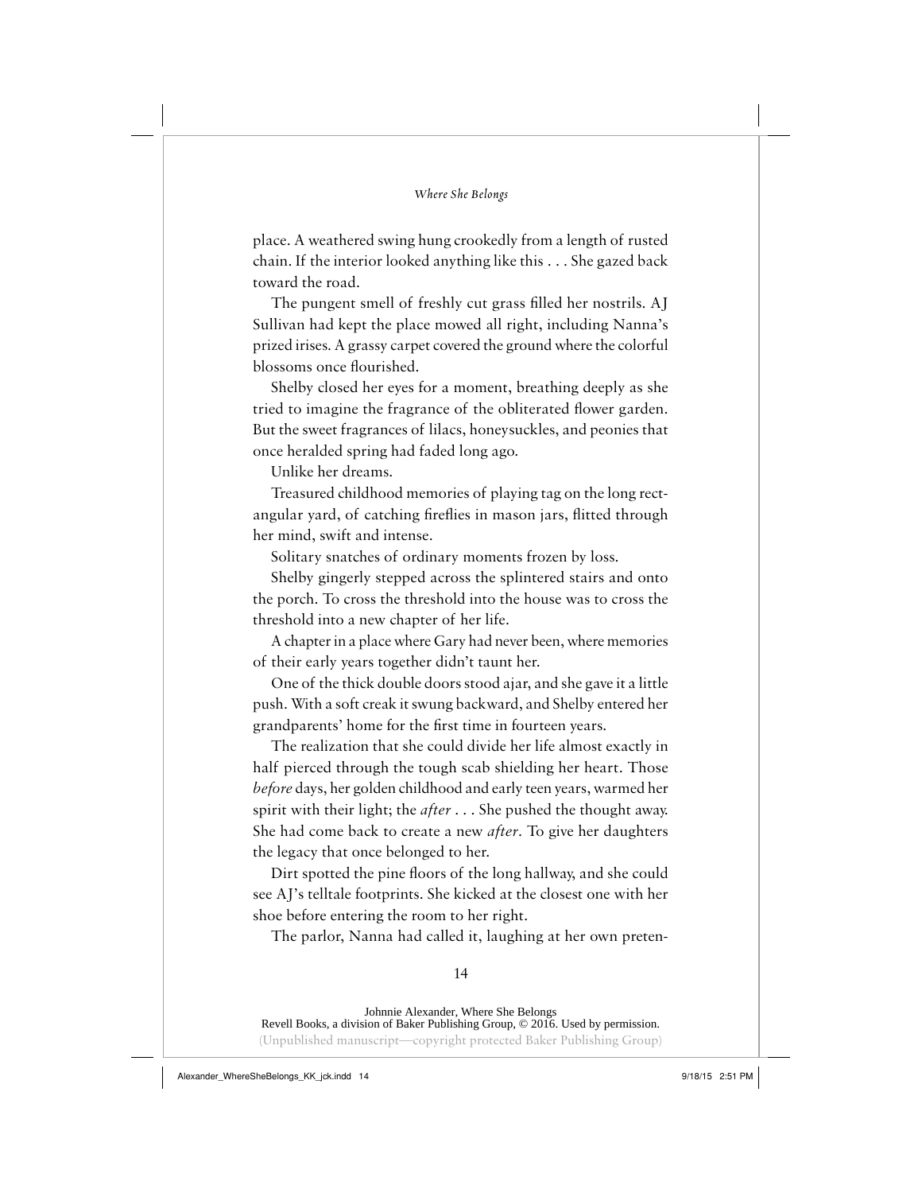place. A weathered swing hung crookedly from a length of rusted chain. If the interior looked anything like this . . . She gazed back toward the road.

The pungent smell of freshly cut grass filled her nostrils. AJ Sullivan had kept the place mowed all right, including Nanna's prized irises. A grassy carpet covered the ground where the colorful blossoms once flourished.

Shelby closed her eyes for a moment, breathing deeply as she tried to imagine the fragrance of the obliterated flower garden. But the sweet fragrances of lilacs, honeysuckles, and peonies that once heralded spring had faded long ago.

Unlike her dreams.

Treasured childhood memories of playing tag on the long rectangular yard, of catching fireflies in mason jars, flitted through her mind, swift and intense.

Solitary snatches of ordinary moments frozen by loss.

Shelby gingerly stepped across the splintered stairs and onto the porch. To cross the threshold into the house was to cross the threshold into a new chapter of her life.

A chapter in a place where Gary had never been, where memories of their early years together didn't taunt her.

One of the thick double doors stood ajar, and she gave it a little push. With a soft creak it swung backward, and Shelby entered her grandparents' home for the first time in fourteen years.

The realization that she could divide her life almost exactly in half pierced through the tough scab shielding her heart. Those *before* days, her golden childhood and early teen years, warmed her spirit with their light; the *after* . . . She pushed the thought away. She had come back to create a new *after*. To give her daughters the legacy that once belonged to her.

Dirt spotted the pine floors of the long hallway, and she could see AJ's telltale footprints. She kicked at the closest one with her shoe before entering the room to her right.

The parlor, Nanna had called it, laughing at her own preten-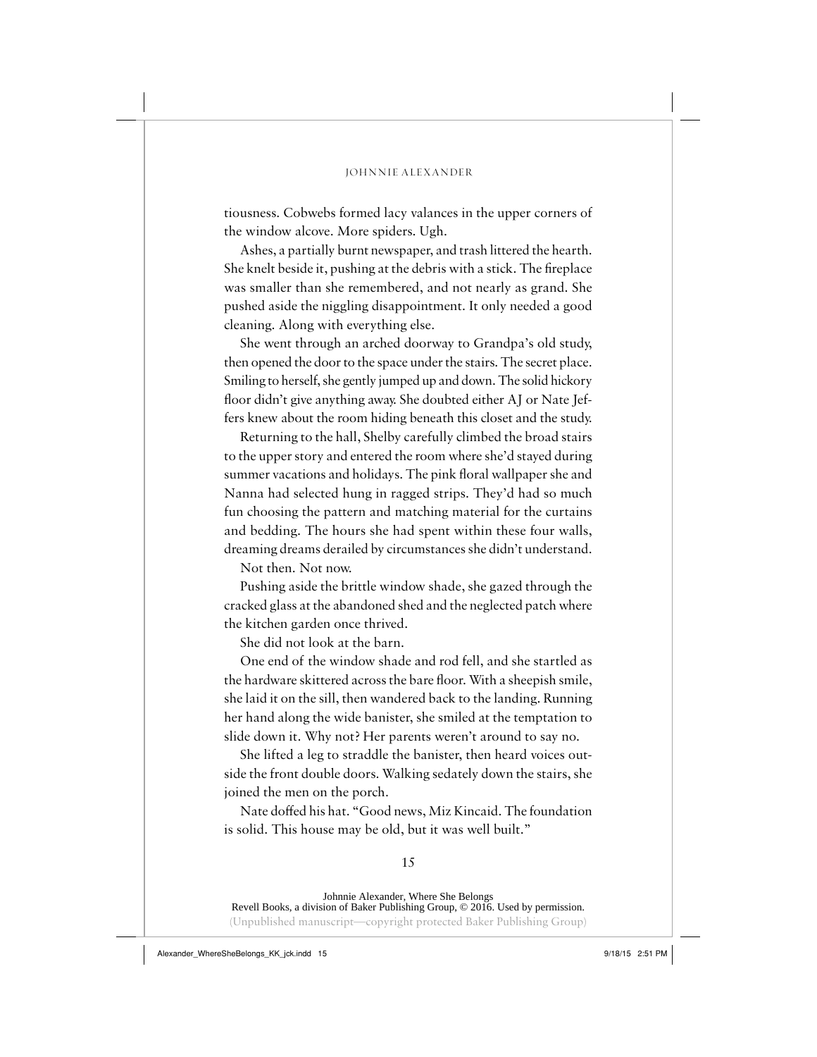tiousness. Cobwebs formed lacy valances in the upper corners of the window alcove. More spiders. Ugh.

Ashes, a partially burnt newspaper, and trash littered the hearth. She knelt beside it, pushing at the debris with a stick. The fireplace was smaller than she remembered, and not nearly as grand. She pushed aside the niggling disappointment. It only needed a good cleaning. Along with everything else.

She went through an arched doorway to Grandpa's old study, then opened the door to the space under the stairs. The secret place. Smiling to herself, she gently jumped up and down. The solid hickory floor didn't give anything away. She doubted either AJ or Nate Jeffers knew about the room hiding beneath this closet and the study.

Returning to the hall, Shelby carefully climbed the broad stairs to the upper story and entered the room where she'd stayed during summer vacations and holidays. The pink floral wallpaper she and Nanna had selected hung in ragged strips. They'd had so much fun choosing the pattern and matching material for the curtains and bedding. The hours she had spent within these four walls, dreaming dreams derailed by circumstances she didn't understand.

Not then. Not now.

Pushing aside the brittle window shade, she gazed through the cracked glass at the abandoned shed and the neglected patch where the kitchen garden once thrived.

She did not look at the barn.

One end of the window shade and rod fell, and she startled as the hardware skittered across the bare floor. With a sheepish smile, she laid it on the sill, then wandered back to the landing. Running her hand along the wide banister, she smiled at the temptation to slide down it. Why not? Her parents weren't around to say no.

She lifted a leg to straddle the banister, then heard voices outside the front double doors. Walking sedately down the stairs, she joined the men on the porch.

Nate doffed his hat. "Good news, Miz Kincaid. The foundation is solid. This house may be old, but it was well built."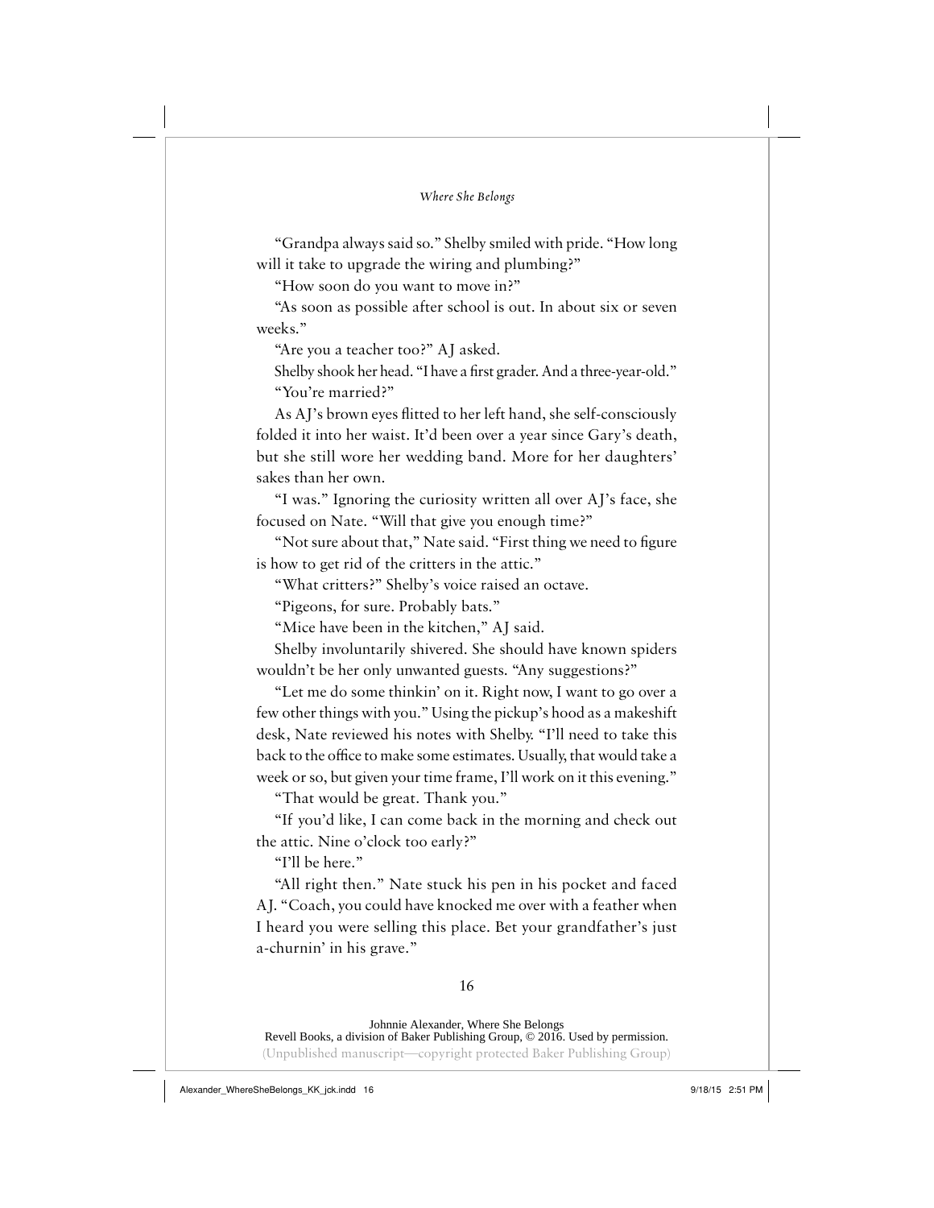"Grandpa always said so." Shelby smiled with pride. "How long will it take to upgrade the wiring and plumbing?"

"How soon do you want to move in?"

"As soon as possible after school is out. In about six or seven weeks."

"Are you a teacher too?" AJ asked.

Shelby shook her head. "I have a first grader. And a three-year-old."

"You're married?"

As AJ's brown eyes flitted to her left hand, she self-consciously folded it into her waist. It'd been over a year since Gary's death, but she still wore her wedding band. More for her daughters' sakes than her own.

"I was." Ignoring the curiosity written all over AJ's face, she focused on Nate. "Will that give you enough time?"

"Not sure about that," Nate said. "First thing we need to figure is how to get rid of the critters in the attic."

"What critters?" Shelby's voice raised an octave.

"Pigeons, for sure. Probably bats."

"Mice have been in the kitchen," AJ said.

Shelby involuntarily shivered. She should have known spiders wouldn't be her only unwanted guests. "Any suggestions?"

"Let me do some thinkin' on it. Right now, I want to go over a few other things with you." Using the pickup's hood as a makeshift desk, Nate reviewed his notes with Shelby. "I'll need to take this back to the office to make some estimates. Usually, that would take a week or so, but given your time frame, I'll work on it this evening."

"That would be great. Thank you."

"If you'd like, I can come back in the morning and check out the attic. Nine o'clock too early?"

"I'll be here."

"All right then." Nate stuck his pen in his pocket and faced AJ. "Coach, you could have knocked me over with a feather when I heard you were selling this place. Bet your grandfather's just a-churnin' in his grave."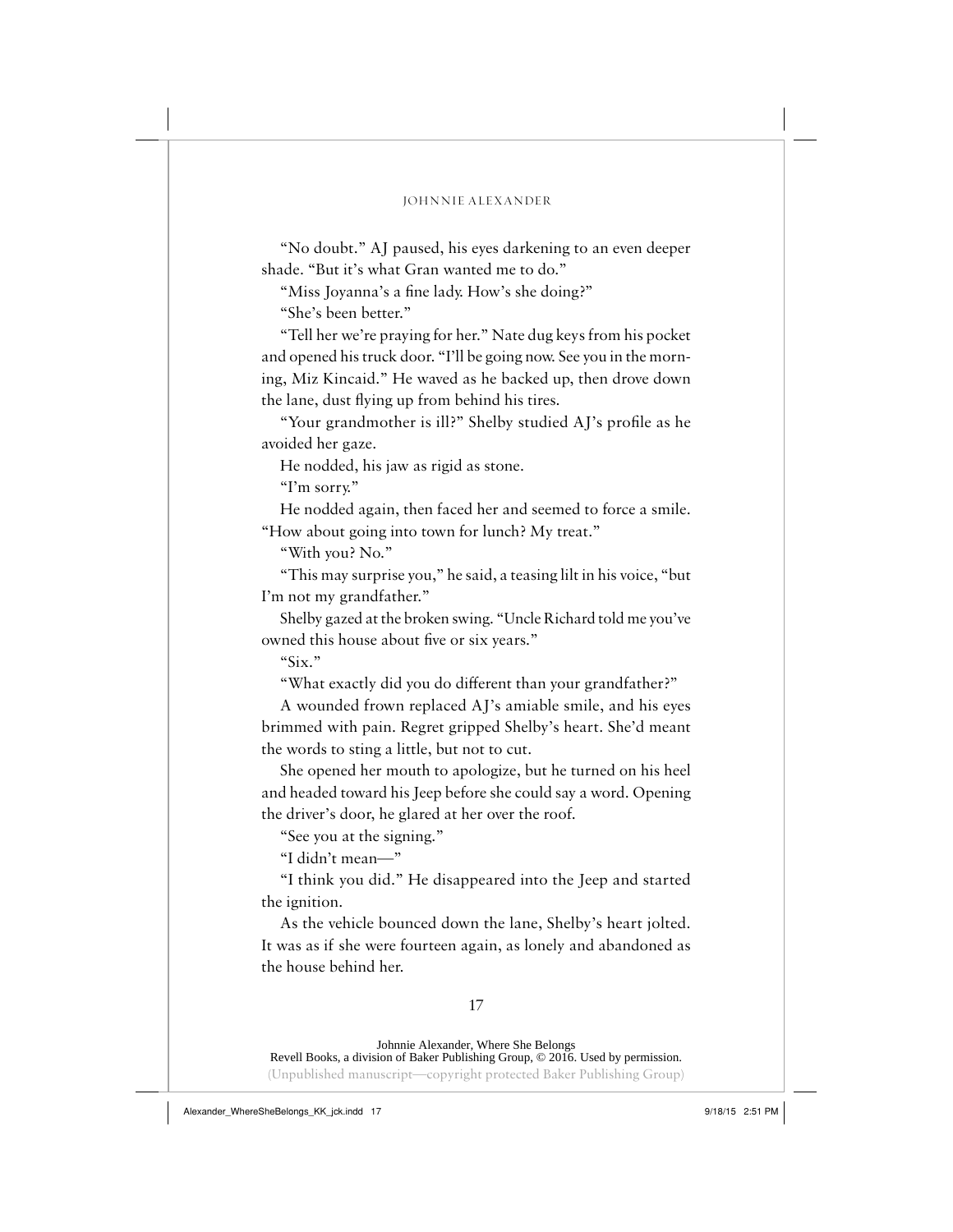"No doubt." AJ paused, his eyes darkening to an even deeper shade. "But it's what Gran wanted me to do."

"Miss Joyanna's a fine lady. How's she doing?"

"She's been better."

"Tell her we're praying for her." Nate dug keys from his pocket and opened his truck door. "I'll be going now. See you in the morning, Miz Kincaid." He waved as he backed up, then drove down the lane, dust flying up from behind his tires.

"Your grandmother is ill?" Shelby studied AJ's profile as he avoided her gaze.

He nodded, his jaw as rigid as stone.

"I'm sorry."

He nodded again, then faced her and seemed to force a smile. "How about going into town for lunch? My treat."

"With you? No."

"This may surprise you," he said, a teasing lilt in his voice, "but I'm not my grandfather."

Shelby gazed at the broken swing. "Uncle Richard told me you've owned this house about five or six years."

"Six."

"What exactly did you do different than your grandfather?"

A wounded frown replaced AJ's amiable smile, and his eyes brimmed with pain. Regret gripped Shelby's heart. She'd meant the words to sting a little, but not to cut.

She opened her mouth to apologize, but he turned on his heel and headed toward his Jeep before she could say a word. Opening the driver's door, he glared at her over the roof.

"See you at the signing."

"I didn't mean—"

"I think you did." He disappeared into the Jeep and started the ignition.

As the vehicle bounced down the lane, Shelby's heart jolted. It was as if she were fourteen again, as lonely and abandoned as the house behind her.

Johnnie Alexander, Where She Belongs
Revell Books, a division of Baker Publishing Group, © 2016. Used by permission.
(Unpublished manuscript—copyright protected Baker Publishing Group)